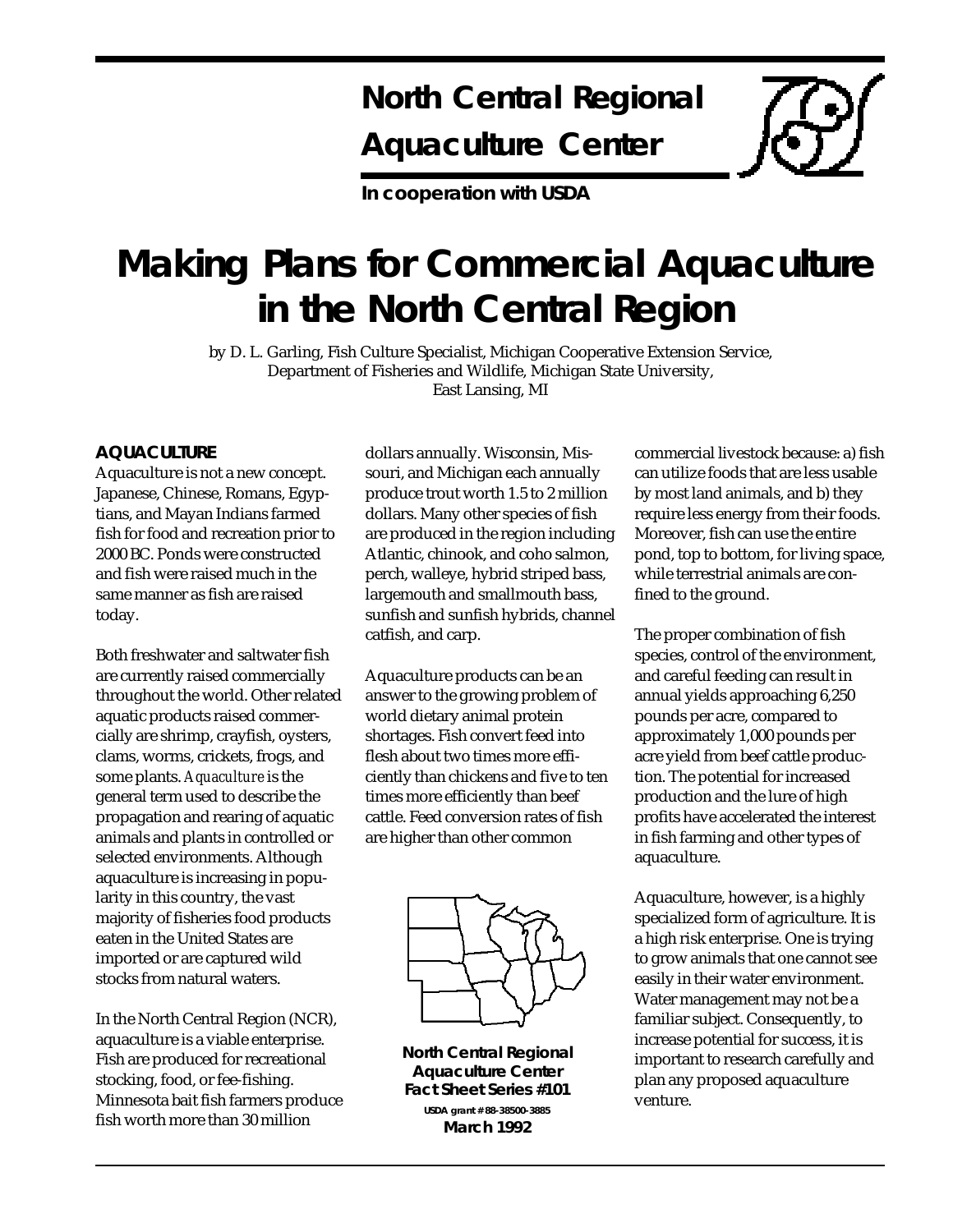# North Central Regional Aquaculture Center

In cooperation with USDA

# Making Plans for Commercial Aquaculture in the North Central Region

by D. L. Garling, Fish Culture Specialist, Michigan Cooperative Extension Service, Department of Fisheries and Wildlife, Michigan State University, East Lansing, MI

## AQUACULTURE

Aquaculture is not a new concept. Japanese, Chinese, Romans, Egyptians, and Mayan Indians farmed fish for food and recreation prior to 2000 BC. Ponds were constructed and fish were raised much in the same manner as fish are raised today.

Both freshwater and saltwater fish are currently raised commercially throughout the world. Other related aquatic products raised commercially are shrimp, crayfish, oysters, clams, worms, crickets, frogs, and some plants. *Aquaculture* is the general term used to describe the propagation and rearing of aquatic animals and plants in controlled or selected environments. Although aquaculture is increasing in popularity in this country, the vast majority of fisheries food products eaten in the United States are imported or are captured wild stocks from natural waters.

In the North Central Region (NCR), aquaculture is a viable enterprise. Fish are produced for recreational stocking, food, or fee-fishing. Minnesota bait fish farmers produce fish worth more than 30 million dollars annually. Wisconsin, Missouri, and Michigan each annually produce trout worth 1.5 to 2 million dollars. Many other species of fish are produced in the region including Atlantic, chinook, and coho salmon, perch, walleye, hybrid striped bass, largemouth and smallmouth bass, sunfish and sunfish hybrids, channel catfish, and carp.

Aquaculture products can be an answer to the growing problem of world dietary animal protein shortages. Fish convert feed into flesh about two times more efficiently than chickens and five to ten times more efficiently than beef cattle. Feed conversion rates of fish are higher than other common commercial livestock because: a) fish can utilize foods that are less usable by most land animals, and b) they require less energy from their foods. Moreover, fish can use the entire pond, top to bottom, for living space, while terrestrial animals are confined to the ground.

The proper combination of fish species, control of the environment, and careful feeding can result in annual yields approaching 6,250 pounds per acre, compared to approximately 1,000 pounds per acre yield from beef cattle production. The potential for increased production and the lure of high profits have accelerated the interest in fish farming and other types of aquaculture.

Aquaculture, however, is a highly specialized form of agriculture. It is a high risk enterprise. One is trying to grow animals that one cannot see easily in their water environment. Water management may not be a familiar subject. Consequently, to increase potential for success, it is important to research carefully and plan any proposed aquaculture venture.

**North Central Regional Aquaculture Center Fact Sheet Series #101**
USDA grant # 88-38500-3885
**March 1992**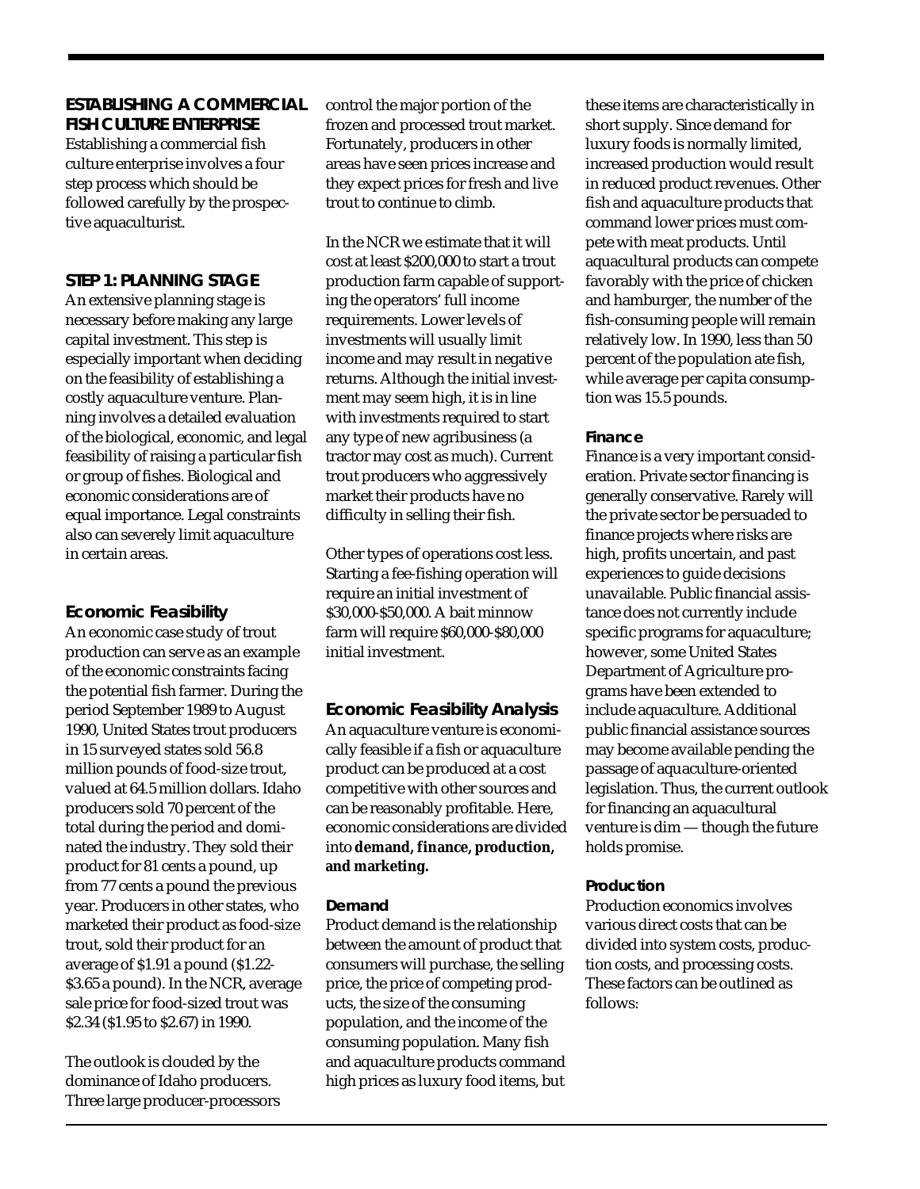## ESTABLISHING A COMMERCIAL FISH CULTURE ENTERPRISE

Establishing a commercial fish culture enterprise involves a four step process which should be followed carefully by the prospective aquaculturist.

### STEP 1: PLANNING STAGE

An extensive planning stage is necessary before making any large capital investment. This step is especially important when deciding on the feasibility of establishing a costly aquaculture venture. Planning involves a detailed evaluation of the biological, economic, and legal feasibility of raising a particular fish or group of fishes. Biological and economic considerations are of equal importance. Legal constraints also can severely limit aquaculture in certain areas.

#### Economic Feasibility

An economic case study of trout production can serve as an example of the economic constraints facing the potential fish farmer. During the period September 1989 to August 1990, United States trout producers in 15 surveyed states sold 56.8 million pounds of food-size trout, valued at 64.5 million dollars. Idaho producers sold 70 percent of the total during the period and dominated the industry. They sold their product for 81 cents a pound, up from 77 cents a pound the previous year. Producers in other states, who marketed their product as food-size trout, sold their product for an average of $1.91 a pound ($1.22-$3.65 a pound). In the NCR, average sale price for food-sized trout was $2.34 ($1.95 to $2.67) in 1990.

The outlook is clouded by the dominance of Idaho producers. Three large producer-processors control the major portion of the frozen and processed trout market. Fortunately, producers in other areas have seen prices increase and they expect prices for fresh and live trout to continue to climb.

In the NCR we estimate that it will cost at least $200,000 to start a trout production farm capable of supporting the operators' full income requirements. Lower levels of investments will usually limit income and may result in negative returns. Although the initial investment may seem high, it is in line with investments required to start any type of new agribusiness (a tractor may cost as much). Current trout producers who aggressively market their products have no difficulty in selling their fish.

Other types of operations cost less. Starting a fee-fishing operation will require an initial investment of $30,000-$50,000. A bait minnow farm will require $60,000-$80,000 initial investment.

#### Economic Feasibility Analysis

An aquaculture venture is economically feasible if a fish or aquaculture product can be produced at a cost competitive with other sources and can be reasonably profitable. Here, economic considerations are divided into **demand, finance, production, and marketing.**

##### Demand

Product demand is the relationship between the amount of product that consumers will purchase, the selling price, the price of competing products, the size of the consuming population, and the income of the consuming population. Many fish and aquaculture products command high prices as luxury food items, but these items are characteristically in short supply. Since demand for luxury foods is normally limited, increased production would result in reduced product revenues. Other fish and aquaculture products that command lower prices must compete with meat products. Until aquacultural products can compete favorably with the price of chicken and hamburger, the number of the fish-consuming people will remain relatively low. In 1990, less than 50 percent of the population ate fish, while average per capita consumption was 15.5 pounds.

##### Finance

Finance is a very important consideration. Private sector financing is generally conservative. Rarely will the private sector be persuaded to finance projects where risks are high, profits uncertain, and past experiences to guide decisions unavailable. Public financial assistance does not currently include specific programs for aquaculture; however, some United States Department of Agriculture programs have been extended to include aquaculture. Additional public financial assistance sources may become available pending the passage of aquaculture-oriented legislation. Thus, the current outlook for financing an aquacultural venture is dim — though the future holds promise.

##### Production

Production economics involves various direct costs that can be divided into system costs, production costs, and processing costs. These factors can be outlined as follows: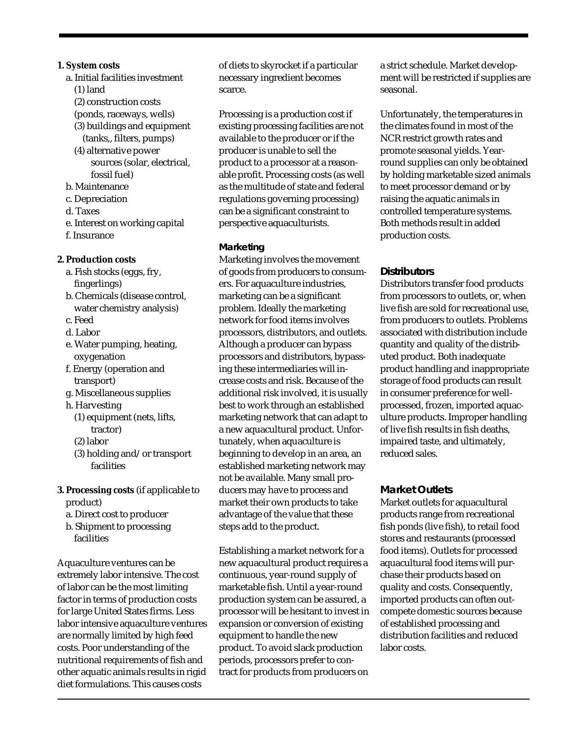**1. System costs**

a. Initial facilities investment
   (1) land
   (2) construction costs (ponds, raceways, wells)
   (3) buildings and equipment (tanks,, filters, pumps)
   (4) alternative power sources (solar, electrical, fossil fuel)
b. Maintenance
c. Depreciation
d. Taxes
e. Interest on working capital
f. Insurance

**2. Production costs**

a. Fish stocks (eggs, fry, fingerlings)
b. Chemicals (disease control, water chemistry analysis)
c. Feed
d. Labor
e. Water pumping, heating, oxygenation
f. Energy (operation and transport)
g. Miscellaneous supplies
h. Harvesting
   (1) equipment (nets, lifts, tractor)
   (2) labor
   (3) holding and/or transport facilities

**3. Processing costs** (if applicable to product)

a. Direct cost to producer
b. Shipment to processing facilities

Aquaculture ventures can be extremely labor intensive. The cost of labor can be the most limiting factor in terms of production costs for large United States firms. Less labor intensive aquaculture ventures are normally limited by high feed costs. Poor understanding of the nutritional requirements of fish and other aquatic animals results in rigid diet formulations. This causes costs of diets to skyrocket if a particular necessary ingredient becomes scarce.

Processing is a production cost if existing processing facilities are not available to the producer or if the producer is unable to sell the product to a processor at a reasonable profit. Processing costs (as well as the multitude of state and federal regulations governing processing) can be a significant constraint to perspective aquaculturists.

### Marketing

Marketing involves the movement of goods from producers to consumers. For aquaculture industries, marketing can be a significant problem. Ideally the marketing network for food items involves processors, distributors, and outlets. Although a producer can bypass processors and distributors, bypassing these intermediaries will increase costs and risk. Because of the additional risk involved, it is usually best to work through an established marketing network that can adapt to a new aquacultural product. Unfortunately, when aquaculture is beginning to develop in an area, an established marketing network may not be available. Many small producers may have to process and market their own products to take advantage of the value that these steps add to the product.

Establishing a market network for a new aquacultural product requires a continuous, year-round supply of marketable fish. Until a year-round production system can be assured, a processor will be hesitant to invest in expansion or conversion of existing equipment to handle the new product. To avoid slack production periods, processors prefer to contract for products from producers on a strict schedule. Market development will be restricted if supplies are seasonal.

Unfortunately, the temperatures in the climates found in most of the NCR restrict growth rates and promote seasonal yields. Year-round supplies can only be obtained by holding marketable sized animals to meet processor demand or by raising the aquatic animals in controlled temperature systems. Both methods result in added production costs.

### Distributors

Distributors transfer food products from processors to outlets, or, when live fish are sold for recreational use, from producers to outlets. Problems associated with distribution include quantity and quality of the distributed product. Both inadequate product handling and inappropriate storage of food products can result in consumer preference for well-processed, frozen, imported aquaculture products. Improper handling of live fish results in fish deaths, impaired taste, and ultimately, reduced sales.

### Market Outlets

Market outlets for aquacultural products range from recreational fish ponds (live fish), to retail food stores and restaurants (processed food items). Outlets for processed aquacultural food items will purchase their products based on quality and costs. Consequently, imported products can often outcompete domestic sources because of established processing and distribution facilities and reduced labor costs.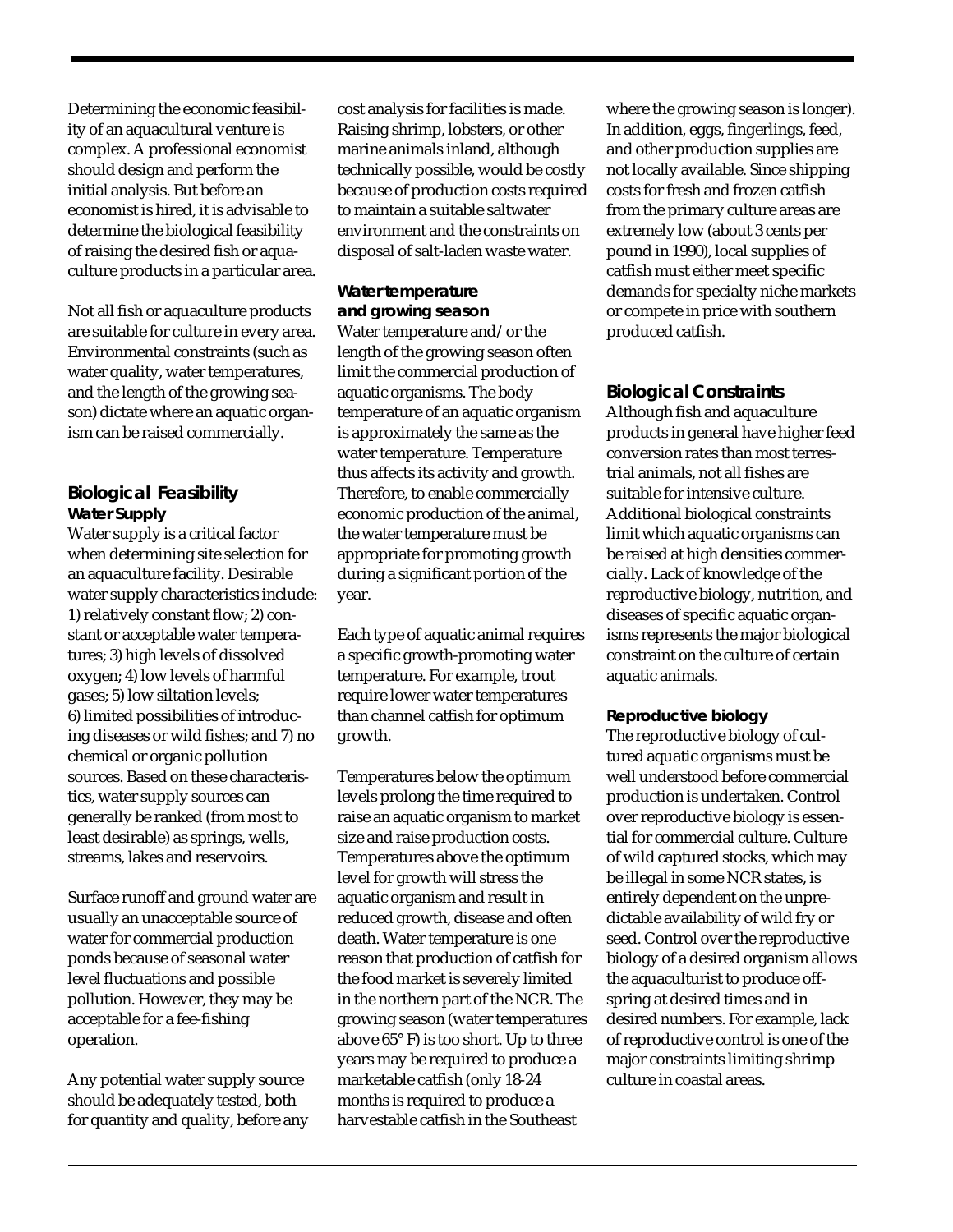Determining the economic feasibility of an aquacultural venture is complex. A professional economist should design and perform the initial analysis. But before an economist is hired, it is advisable to determine the biological feasibility of raising the desired fish or aquaculture products in a particular area.

Not all fish or aquaculture products are suitable for culture in every area. Environmental constraints (such as water quality, water temperatures, and the length of the growing season) dictate where an aquatic organism can be raised commercially.

## Biological Feasibility

### Water Supply

Water supply is a critical factor when determining site selection for an aquaculture facility. Desirable water supply characteristics include: 1) relatively constant flow; 2) constant or acceptable water temperatures; 3) high levels of dissolved oxygen; 4) low levels of harmful gases; 5) low siltation levels; 6) limited possibilities of introducing diseases or wild fishes; and 7) no chemical or organic pollution sources. Based on these characteristics, water supply sources can generally be ranked (from most to least desirable) as springs, wells, streams, lakes and reservoirs.

Surface runoff and ground water are usually an unacceptable source of water for commercial production ponds because of seasonal water level fluctuations and possible pollution. However, they may be acceptable for a fee-fishing operation.

Any potential water supply source should be adequately tested, both for quantity and quality, before any cost analysis for facilities is made. Raising shrimp, lobsters, or other marine animals inland, although technically possible, would be costly because of production costs required to maintain a suitable saltwater environment and the constraints on disposal of salt-laden waste water.

### Water temperature and growing season

Water temperature and/or the length of the growing season often limit the commercial production of aquatic organisms. The body temperature of an aquatic organism is approximately the same as the water temperature. Temperature thus affects its activity and growth. Therefore, to enable commercially economic production of the animal, the water temperature must be appropriate for promoting growth during a significant portion of the year.

Each type of aquatic animal requires a specific growth-promoting water temperature. For example, trout require lower water temperatures than channel catfish for optimum growth.

Temperatures below the optimum levels prolong the time required to raise an aquatic organism to market size and raise production costs. Temperatures above the optimum level for growth will stress the aquatic organism and result in reduced growth, disease and often death. Water temperature is one reason that production of catfish for the food market is severely limited in the northern part of the NCR. The growing season (water temperatures above 65° F) is too short. Up to three years may be required to produce a marketable catfish (only 18-24 months is required to produce a harvestable catfish in the Southeast where the growing season is longer). In addition, eggs, fingerlings, feed, and other production supplies are not locally available. Since shipping costs for fresh and frozen catfish from the primary culture areas are extremely low (about 3 cents per pound in 1990), local supplies of catfish must either meet specific demands for specialty niche markets or compete in price with southern produced catfish.

## Biological Constraints

Although fish and aquaculture products in general have higher feed conversion rates than most terrestrial animals, not all fishes are suitable for intensive culture. Additional biological constraints limit which aquatic organisms can be raised at high densities commercially. Lack of knowledge of the reproductive biology, nutrition, and diseases of specific aquatic organisms represents the major biological constraint on the culture of certain aquatic animals.

### Reproductive biology

The reproductive biology of cultured aquatic organisms must be well understood before commercial production is undertaken. Control over reproductive biology is essential for commercial culture. Culture of wild captured stocks, which may be illegal in some NCR states, is entirely dependent on the unpredictable availability of wild fry or seed. Control over the reproductive biology of a desired organism allows the aquaculturist to produce offspring at desired times and in desired numbers. For example, lack of reproductive control is one of the major constraints limiting shrimp culture in coastal areas.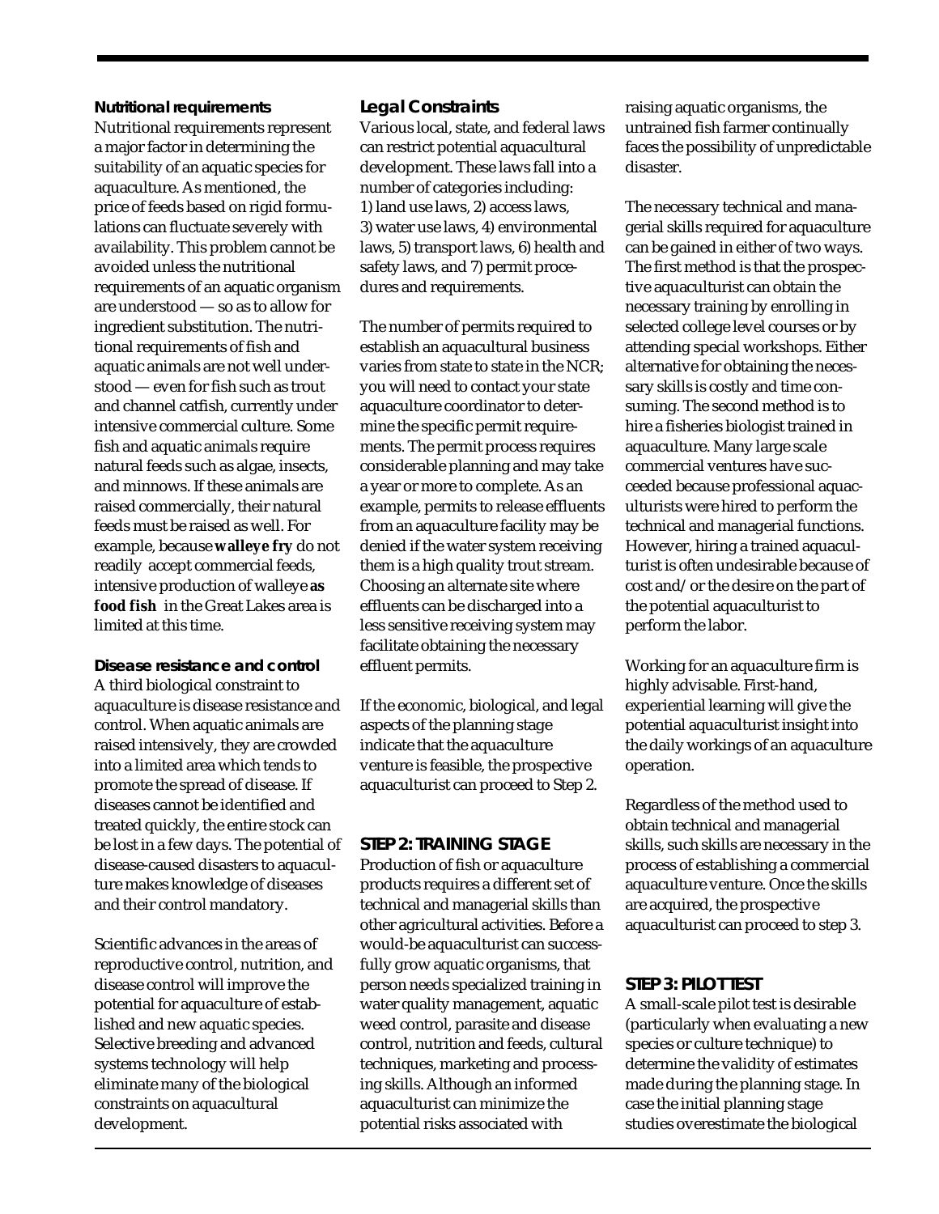#### Nutritional requirements

Nutritional requirements represent a major factor in determining the suitability of an aquatic species for aquaculture. As mentioned, the price of feeds based on rigid formulations can fluctuate severely with availability. This problem cannot be avoided unless the nutritional requirements of an aquatic organism are understood — so as to allow for ingredient substitution. The nutritional requirements of fish and aquatic animals are not well understood — even for fish such as trout and channel catfish, currently under intensive commercial culture. Some fish and aquatic animals require natural feeds such as algae, insects, and minnows. If these animals are raised commercially, their natural feeds must be raised as well. For example, because **walleye fry** do not readily accept commercial feeds, intensive production of walleye **as food fish** in the Great Lakes area is limited at this time.

#### Disease resistance and control

A third biological constraint to aquaculture is disease resistance and control. When aquatic animals are raised intensively, they are crowded into a limited area which tends to promote the spread of disease. If diseases cannot be identified and treated quickly, the entire stock can be lost in a few days. The potential of disease-caused disasters to aquaculture makes knowledge of diseases and their control mandatory.

Scientific advances in the areas of reproductive control, nutrition, and disease control will improve the potential for aquaculture of established and new aquatic species. Selective breeding and advanced systems technology will help eliminate many of the biological constraints on aquacultural development.

### Legal Constraints

Various local, state, and federal laws can restrict potential aquacultural development. These laws fall into a number of categories including: 1) land use laws, 2) access laws, 3) water use laws, 4) environmental laws, 5) transport laws, 6) health and safety laws, and 7) permit procedures and requirements.

The number of permits required to establish an aquacultural business varies from state to state in the NCR; you will need to contact your state aquaculture coordinator to determine the specific permit requirements. The permit process requires considerable planning and may take a year or more to complete. As an example, permits to release effluents from an aquaculture facility may be denied if the water system receiving them is a high quality trout stream. Choosing an alternate site where effluents can be discharged into a less sensitive receiving system may facilitate obtaining the necessary effluent permits.

If the economic, biological, and legal aspects of the planning stage indicate that the aquaculture venture is feasible, the prospective aquaculturist can proceed to Step 2.

## STEP 2: TRAINING STAGE

Production of fish or aquaculture products requires a different set of technical and managerial skills than other agricultural activities. Before a would-be aquaculturist can successfully grow aquatic organisms, that person needs specialized training in water quality management, aquatic weed control, parasite and disease control, nutrition and feeds, cultural techniques, marketing and processing skills. Although an informed aquaculturist can minimize the potential risks associated with raising aquatic organisms, the untrained fish farmer continually faces the possibility of unpredictable disaster.

The necessary technical and managerial skills required for aquaculture can be gained in either of two ways. The first method is that the prospective aquaculturist can obtain the necessary training by enrolling in selected college level courses or by attending special workshops. Either alternative for obtaining the necessary skills is costly and time consuming. The second method is to hire a fisheries biologist trained in aquaculture. Many large scale commercial ventures have succeeded because professional aquaculturists were hired to perform the technical and managerial functions. However, hiring a trained aquaculturist is often undesirable because of cost and/or the desire on the part of the potential aquaculturist to perform the labor.

Working for an aquaculture firm is highly advisable. First-hand, experiential learning will give the potential aquaculturist insight into the daily workings of an aquaculture operation.

Regardless of the method used to obtain technical and managerial skills, such skills are necessary in the process of establishing a commercial aquaculture venture. Once the skills are acquired, the prospective aquaculturist can proceed to step 3.

## STEP 3: PILOT TEST

A small-scale pilot test is desirable (particularly when evaluating a new species or culture technique) to determine the validity of estimates made during the planning stage. In case the initial planning stage studies overestimate the biological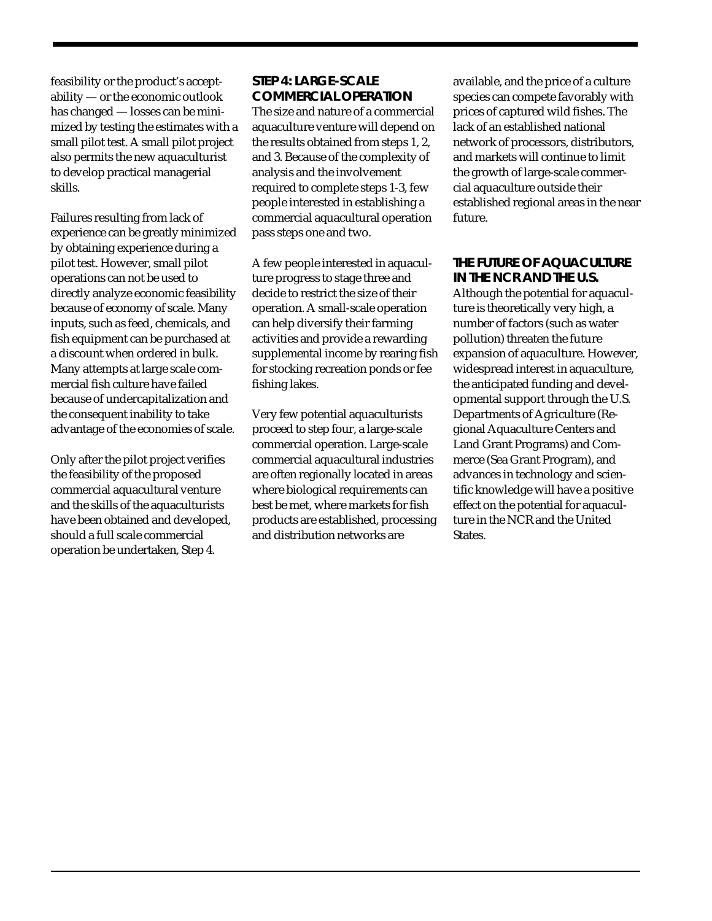feasibility or the product's acceptability — or the economic outlook has changed — losses can be minimized by testing the estimates with a small pilot test. A small pilot project also permits the new aquaculturist to develop practical managerial skills.

Failures resulting from lack of experience can be greatly minimized by obtaining experience during a pilot test. However, small pilot operations can not be used to directly analyze economic feasibility because of economy of scale. Many inputs, such as feed, chemicals, and fish equipment can be purchased at a discount when ordered in bulk. Many attempts at large scale commercial fish culture have failed because of undercapitalization and the consequent inability to take advantage of the economies of scale.

Only after the pilot project verifies the feasibility of the proposed commercial aquacultural venture and the skills of the aquaculturists have been obtained and developed, should a full scale commercial operation be undertaken, Step 4.

### STEP 4: LARGE-SCALE COMMERCIAL OPERATION

The size and nature of a commercial aquaculture venture will depend on the results obtained from steps 1, 2, and 3. Because of the complexity of analysis and the involvement required to complete steps 1-3, few people interested in establishing a commercial aquacultural operation pass steps one and two.

A few people interested in aquaculture progress to stage three and decide to restrict the size of their operation. A small-scale operation can help diversify their farming activities and provide a rewarding supplemental income by rearing fish for stocking recreation ponds or fee fishing lakes.

Very few potential aquaculturists proceed to step four, a large-scale commercial operation. Large-scale commercial aquacultural industries are often regionally located in areas where biological requirements can best be met, where markets for fish products are established, processing and distribution networks are available, and the price of a culture species can compete favorably with prices of captured wild fishes. The lack of an established national network of processors, distributors, and markets will continue to limit the growth of large-scale commercial aquaculture outside their established regional areas in the near future.

### THE FUTURE OF AQUACULTURE IN THE NCR AND THE U.S.

Although the potential for aquaculture is theoretically very high, a number of factors (such as water pollution) threaten the future expansion of aquaculture. However, widespread interest in aquaculture, the anticipated funding and developmental support through the U.S. Departments of Agriculture (Regional Aquaculture Centers and Land Grant Programs) and Commerce (Sea Grant Program), and advances in technology and scientific knowledge will have a positive effect on the potential for aquaculture in the NCR and the United States.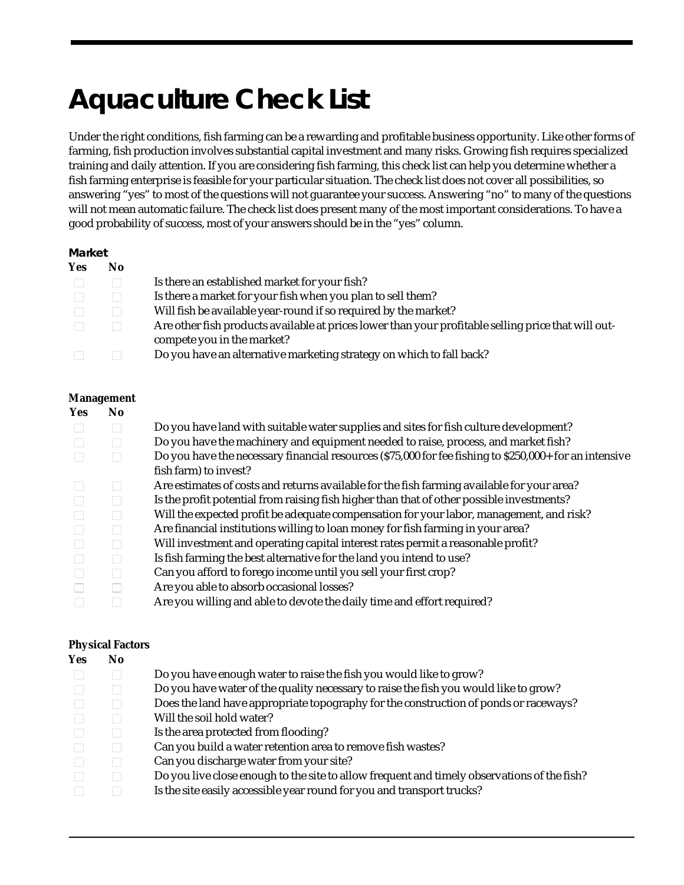# Aquaculture Check List

Under the right conditions, fish farming can be a rewarding and profitable business opportunity. Like other forms of farming, fish production involves substantial capital investment and many risks. Growing fish requires specialized training and daily attention. If you are considering fish farming, this check list can help you determine whether a fish farming enterprise is feasible for your particular situation. The check list does not cover all possibilities, so answering "yes" to most of the questions will not guarantee your success. Answering "no" to many of the questions will not mean automatic failure. The check list does present many of the most important considerations. To have a good probability of success, most of your answers should be in the "yes" column.

**Market**

| Yes | No | |
|---|---|---|
| ☐ | ☐ | Is there an established market for your fish? |
| ☐ | ☐ | Is there a market for your fish when you plan to sell them? |
| ☐ | ☐ | Will fish be available year-round if so required by the market? |
| ☐ | ☐ | Are other fish products available at prices lower than your profitable selling price that will out-compete you in the market? |
| ☐ | ☐ | Do you have an alternative marketing strategy on which to fall back? |

**Management**

| Yes | No | |
|---|---|---|
| ☐ | ☐ | Do you have land with suitable water supplies and sites for fish culture development? |
| ☐ | ☐ | Do you have the machinery and equipment needed to raise, process, and market fish? |
| ☐ | ☐ | Do you have the necessary financial resources ($75,000 for fee fishing to $250,000+ for an intensive fish farm) to invest? |
| ☐ | ☐ | Are estimates of costs and returns available for the fish farming available for your area? |
| ☐ | ☐ | Is the profit potential from raising fish higher than that of other possible investments? |
| ☐ | ☐ | Will the expected profit be adequate compensation for your labor, management, and risk? |
| ☐ | ☐ | Are financial institutions willing to loan money for fish farming in your area? |
| ☐ | ☐ | Will investment and operating capital interest rates permit a reasonable profit? |
| ☐ | ☐ | Is fish farming the best alternative for the land you intend to use? |
| ☐ | ☐ | Can you afford to forego income until you sell your first crop? |
| ☐ | ☐ | Are you able to absorb occasional losses? |
| ☐ | ☐ | Are you willing and able to devote the daily time and effort required? |

**Physical Factors**

| Yes | No | |
|---|---|---|
| ☐ | ☐ | Do you have enough water to raise the fish you would like to grow? |
| ☐ | ☐ | Do you have water of the quality necessary to raise the fish you would like to grow? |
| ☐ | ☐ | Does the land have appropriate topography for the construction of ponds or raceways? |
| ☐ | ☐ | Will the soil hold water? |
| ☐ | ☐ | Is the area protected from flooding? |
| ☐ | ☐ | Can you build a water retention area to remove fish wastes? |
| ☐ | ☐ | Can you discharge water from your site? |
| ☐ | ☐ | Do you live close enough to the site to allow frequent and timely observations of the fish? |
| ☐ | ☐ | Is the site easily accessible year round for you and transport trucks? |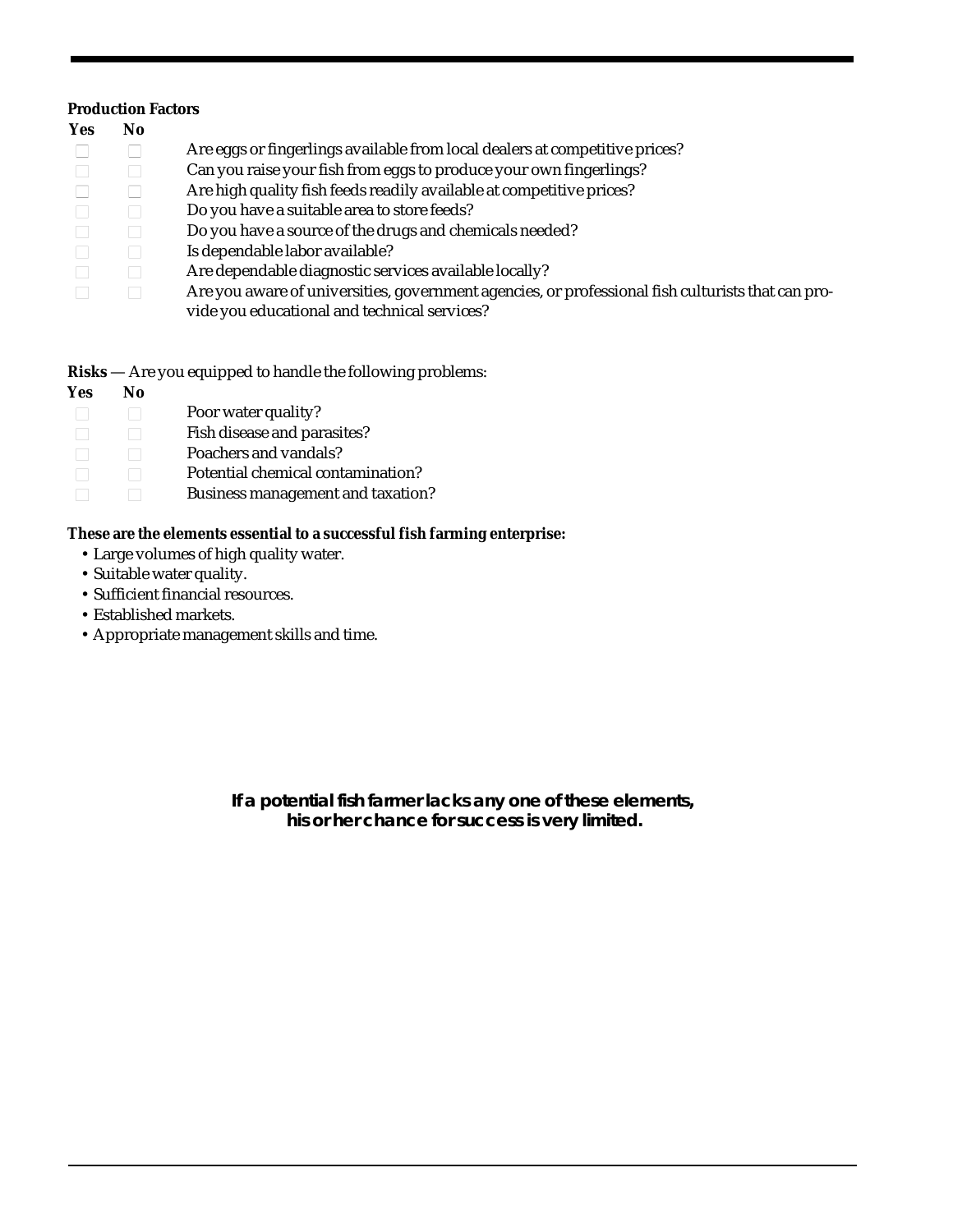**Production Factors**

| Yes | No | |
|---|---|---|
| ☐ | ☐ | Are eggs or fingerlings available from local dealers at competitive prices? |
| ☐ | ☐ | Can you raise your fish from eggs to produce your own fingerlings? |
| ☐ | ☐ | Are high quality fish feeds readily available at competitive prices? |
| ☐ | ☐ | Do you have a suitable area to store feeds? |
| ☐ | ☐ | Do you have a source of the drugs and chemicals needed? |
| ☐ | ☐ | Is dependable labor available? |
| ☐ | ☐ | Are dependable diagnostic services available locally? |
| ☐ | ☐ | Are you aware of universities, government agencies, or professional fish culturists that can provide you educational and technical services? |

**Risks** — Are you equipped to handle the following problems:

| Yes | No | |
|---|---|---|
| ☐ | ☐ | Poor water quality? |
| ☐ | ☐ | Fish disease and parasites? |
| ☐ | ☐ | Poachers and vandals? |
| ☐ | ☐ | Potential chemical contamination? |
| ☐ | ☐ | Business management and taxation? |

**These are the elements essential to a successful fish farming enterprise:**

- Large volumes of high quality water.
- Suitable water quality.
- Sufficient financial resources.
- Established markets.
- Appropriate management skills and time.

**If a potential fish farmer lacks any one of these elements, his or her chance for success is very limited.**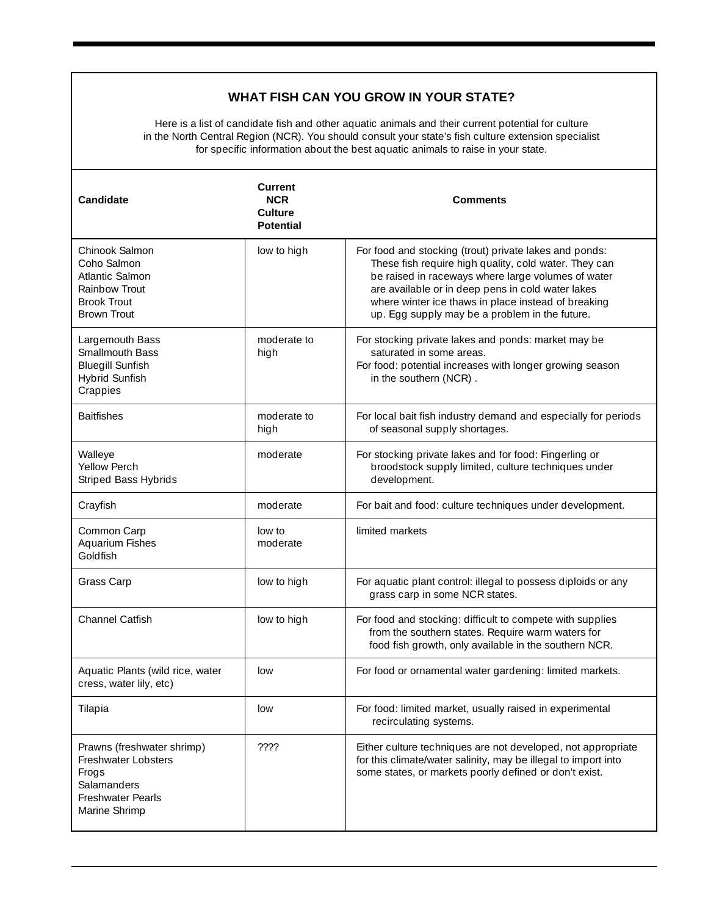## WHAT FISH CAN YOU GROW IN YOUR STATE?

Here is a list of candidate fish and other aquatic animals and their current potential for culture in the North Central Region (NCR). You should consult your state's fish culture extension specialist for specific information about the best aquatic animals to raise in your state.

| Candidate | Current NCR Culture Potential | Comments |
|---|---|---|
| Chinook Salmon<br>Coho Salmon<br>Atlantic Salmon<br>Rainbow Trout<br>Brook Trout<br>Brown Trout | low to high | For food and stocking (trout) private lakes and ponds: These fish require high quality, cold water. They can be raised in raceways where large volumes of water are available or in deep pens in cold water lakes where winter ice thaws in place instead of breaking up. Egg supply may be a problem in the future. |
| Largemouth Bass<br>Smallmouth Bass<br>Bluegill Sunfish<br>Hybrid Sunfish<br>Crappies | moderate to high | For stocking private lakes and ponds: market may be saturated in some areas.<br>For food: potential increases with longer growing season in the southern (NCR) . |
| Baitfishes | moderate to high | For local bait fish industry demand and especially for periods of seasonal supply shortages. |
| Walleye<br>Yellow Perch<br>Striped Bass Hybrids | moderate | For stocking private lakes and for food: Fingerling or broodstock supply limited, culture techniques under development. |
| Crayfish | moderate | For bait and food: culture techniques under development. |
| Common Carp<br>Aquarium Fishes<br>Goldfish | low to moderate | limited markets |
| Grass Carp | low to high | For aquatic plant control: illegal to possess diploids or any grass carp in some NCR states. |
| Channel Catfish | low to high | For food and stocking: difficult to compete with supplies from the southern states. Require warm waters for food fish growth, only available in the southern NCR. |
| Aquatic Plants (wild rice, water cress, water lily, etc) | low | For food or ornamental water gardening: limited markets. |
| Tilapia | low | For food: limited market, usually raised in experimental recirculating systems. |
| Prawns (freshwater shrimp)<br>Freshwater Lobsters<br>Frogs<br>Salamanders<br>Freshwater Pearls<br>Marine Shrimp | ???? | Either culture techniques are not developed, not appropriate for this climate/water salinity, may be illegal to import into some states, or markets poorly defined or don't exist. |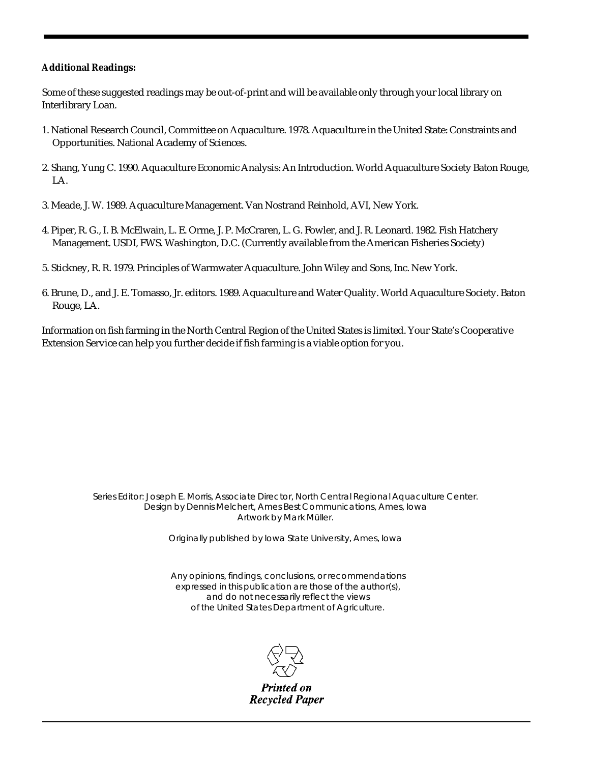**Additional Readings:**

Some of these suggested readings may be out-of-print and will be available only through your local library on Interlibrary Loan.

1. National Research Council, Committee on Aquaculture. 1978. Aquaculture in the United State: Constraints and Opportunities. National Academy of Sciences.

2. Shang, Yung C. 1990. Aquaculture Economic Analysis: An Introduction. World Aquaculture Society Baton Rouge, LA.

3. Meade, J. W. 1989. Aquaculture Management. Van Nostrand Reinhold, AVI, New York.

4. Piper, R. G., I. B. McElwain, L. E. Orme, J. P. McCraren, L. G. Fowler, and J. R. Leonard. 1982. Fish Hatchery Management. USDI, FWS. Washington, D.C. (Currently available from the American Fisheries Society)

5. Stickney, R. R. 1979. Principles of Warmwater Aquaculture. John Wiley and Sons, Inc. New York.

6. Brune, D., and J. E. Tomasso, Jr. editors. 1989. Aquaculture and Water Quality. World Aquaculture Society. Baton Rouge, LA.

Information on fish farming in the North Central Region of the United States is limited. Your State's Cooperative Extension Service can help you further decide if fish farming is a viable option for you.

Series Editor: Joseph E. Morris, Associate Director, North Central Regional Aquaculture Center.
Design by Dennis Melchert, Ames Best Communications, Ames, Iowa
Artwork by Mark Müller.

Originally published by Iowa State University, Ames, Iowa

Any opinions, findings, conclusions, or recommendations expressed in this publication are those of the author(s), and do not necessarily reflect the views of the United States Department of Agriculture.

*Printed on Recycled Paper*